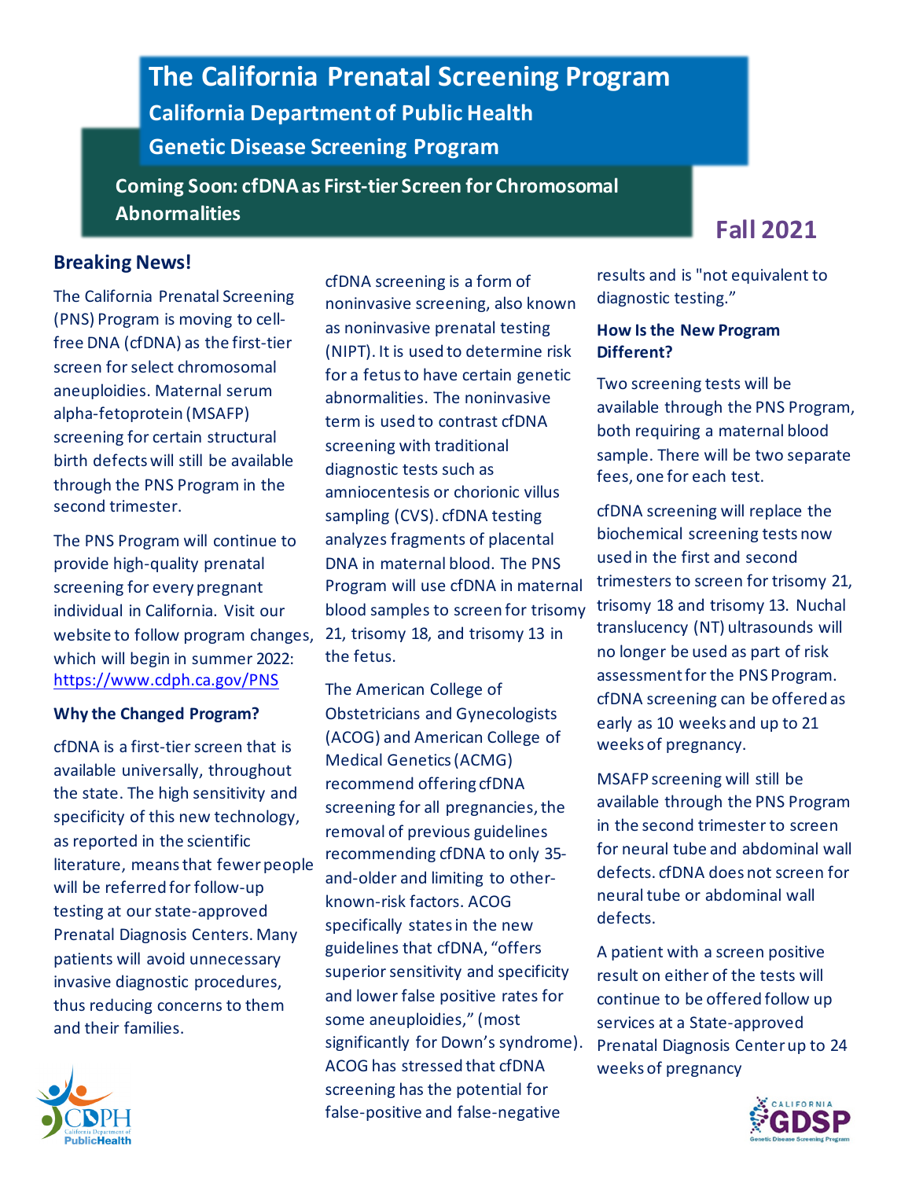# The California Prenatal Screening Program

## California Department of Public Health

## Genetic Disease Screening Program

**Coming Soon: cfDNA as First-tier Screen for Chromosomal Abnormalities**

**Fall 2021**

## Breaking News!

The California Prenatal Screening (PNS) Program is moving to cell-free DNA (cfDNA) as the first-tier screen for select chromosomal aneuploidies. Maternal serum alpha-fetoprotein (MSAFP) screening for certain structural birth defects will still be available through the PNS Program in the second trimester.

The PNS Program will continue to provide high-quality prenatal screening for every pregnant individual in California. Visit our website to follow program changes, which will begin in summer 2022: https://www.cdph.ca.gov/PNS

### Why the Changed Program?

cfDNA is a first-tier screen that is available universally, throughout the state. The high sensitivity and specificity of this new technology, as reported in the scientific literature, means that fewer people will be referred for follow-up testing at our state-approved Prenatal Diagnosis Centers. Many patients will avoid unnecessary invasive diagnostic procedures, thus reducing concerns to them and their families.

cfDNA screening is a form of noninvasive screening, also known as noninvasive prenatal testing (NIPT). It is used to determine risk for a fetus to have certain genetic abnormalities. The noninvasive term is used to contrast cfDNA screening with traditional diagnostic tests such as amniocentesis or chorionic villus sampling (CVS). cfDNA testing analyzes fragments of placental DNA in maternal blood. The PNS Program will use cfDNA in maternal blood samples to screen for trisomy 21, trisomy 18, and trisomy 13 in the fetus.

The American College of Obstetricians and Gynecologists (ACOG) and American College of Medical Genetics (ACMG) recommend offering cfDNA screening for all pregnancies, the removal of previous guidelines recommending cfDNA to only 35-and-older and limiting to other-known-risk factors. ACOG specifically states in the new guidelines that cfDNA, "offers superior sensitivity and specificity and lower false positive rates for some aneuploidies," (most significantly for Down's syndrome). ACOG has stressed that cfDNA screening has the potential for false-positive and false-negative results and is "not equivalent to diagnostic testing."

### How Is the New Program Different?

Two screening tests will be available through the PNS Program, both requiring a maternal blood sample. There will be two separate fees, one for each test.

cfDNA screening will replace the biochemical screening tests now used in the first and second trimesters to screen for trisomy 21, trisomy 18 and trisomy 13. Nuchal translucency (NT) ultrasounds will no longer be used as part of risk assessment for the PNS Program. cfDNA screening can be offered as early as 10 weeks and up to 21 weeks of pregnancy.

MSAFP screening will still be available through the PNS Program in the second trimester to screen for neural tube and abdominal wall defects. cfDNA does not screen for neural tube or abdominal wall defects.

A patient with a screen positive result on either of the tests will continue to be offered follow up services at a State-approved Prenatal Diagnosis Center up to 24 weeks of pregnancy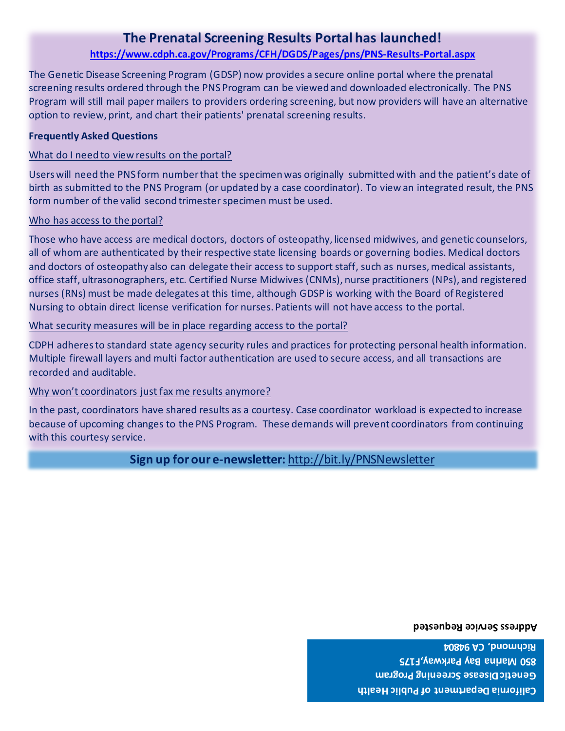## The Prenatal Screening Results Portal has launched!

**https://www.cdph.ca.gov/Programs/CFH/DGDS/Pages/pns/PNS-Results-Portal.aspx**

The Genetic Disease Screening Program (GDSP) now provides a secure online portal where the prenatal screening results ordered through the PNS Program can be viewed and downloaded electronically. The PNS Program will still mail paper mailers to providers ordering screening, but now providers will have an alternative option to review, print, and chart their patients' prenatal screening results.

**Frequently Asked Questions**

What do I need to view results on the portal?

Users will need the PNS form number that the specimen was originally submitted with and the patient's date of birth as submitted to the PNS Program (or updated by a case coordinator). To view an integrated result, the PNS form number of the valid second trimester specimen must be used.

Who has access to the portal?

Those who have access are medical doctors, doctors of osteopathy, licensed midwives, and genetic counselors, all of whom are authenticated by their respective state licensing boards or governing bodies. Medical doctors and doctors of osteopathy also can delegate their access to support staff, such as nurses, medical assistants, office staff, ultrasonographers, etc. Certified Nurse Midwives (CNMs), nurse practitioners (NPs), and registered nurses (RNs) must be made delegates at this time, although GDSP is working with the Board of Registered Nursing to obtain direct license verification for nurses. Patients will not have access to the portal.

What security measures will be in place regarding access to the portal?

CDPH adheres to standard state agency security rules and practices for protecting personal health information. Multiple firewall layers and multi factor authentication are used to secure access, and all transactions are recorded and auditable.

Why won't coordinators just fax me results anymore?

In the past, coordinators have shared results as a courtesy. Case coordinator workload is expected to increase because of upcoming changes to the PNS Program. These demands will prevent coordinators from continuing with this courtesy service.

**Sign up for our e-newsletter:** http://bit.ly/PNSNewsletter

**Address Service Requested**

**California Department of Public Health**
**Genetic Disease Screening Program**
**850 Marina Bay Parkway,F175**
**Richmond, CA 94804**